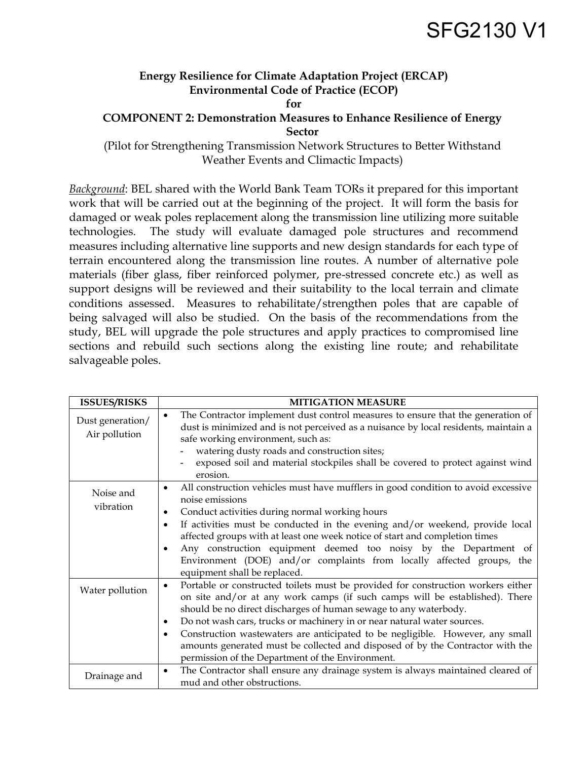SFG2130 V1

**Energy Resilience for Climate Adaptation Project (ERCAP)**
**Environmental Code of Practice (ECOP)**
**for**
**COMPONENT 2: Demonstration Measures to Enhance Resilience of Energy Sector**
(Pilot for Strengthening Transmission Network Structures to Better Withstand Weather Events and Climactic Impacts)

*Background*: BEL shared with the World Bank Team TORs it prepared for this important work that will be carried out at the beginning of the project. It will form the basis for damaged or weak poles replacement along the transmission line utilizing more suitable technologies. The study will evaluate damaged pole structures and recommend measures including alternative line supports and new design standards for each type of terrain encountered along the transmission line routes. A number of alternative pole materials (fiber glass, fiber reinforced polymer, pre-stressed concrete etc.) as well as support designs will be reviewed and their suitability to the local terrain and climate conditions assessed. Measures to rehabilitate/strengthen poles that are capable of being salvaged will also be studied. On the basis of the recommendations from the study, BEL will upgrade the pole structures and apply practices to compromised line sections and rebuild such sections along the existing line route; and rehabilitate salvageable poles.

| ISSUES/RISKS | MITIGATION MEASURE |
|---|---|
| Dust generation/ Air pollution | • The Contractor implement dust control measures to ensure that the generation of dust is minimized and is not perceived as a nuisance by local residents, maintain a safe working environment, such as:<br>- watering dusty roads and construction sites;<br>- exposed soil and material stockpiles shall be covered to protect against wind erosion. |
| Noise and vibration | • All construction vehicles must have mufflers in good condition to avoid excessive noise emissions<br>• Conduct activities during normal working hours<br>• If activities must be conducted in the evening and/or weekend, provide local affected groups with at least one week notice of start and completion times<br>• Any construction equipment deemed too noisy by the Department of Environment (DOE) and/or complaints from locally affected groups, the equipment shall be replaced. |
| Water pollution | • Portable or constructed toilets must be provided for construction workers either on site and/or at any work camps (if such camps will be established). There should be no direct discharges of human sewage to any waterbody.<br>• Do not wash cars, trucks or machinery in or near natural water sources.<br>• Construction wastewaters are anticipated to be negligible. However, any small amounts generated must be collected and disposed of by the Contractor with the permission of the Department of the Environment. |
| Drainage and | • The Contractor shall ensure any drainage system is always maintained cleared of mud and other obstructions. |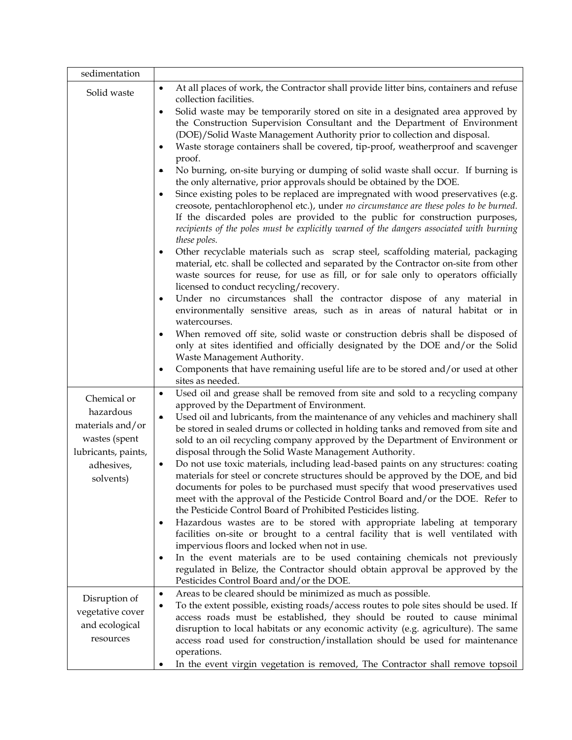| | |
|---|---|
| sedimentation | |
| Solid waste | • At all places of work, the Contractor shall provide litter bins, containers and refuse collection facilities.<br>• Solid waste may be temporarily stored on site in a designated area approved by the Construction Supervision Consultant and the Department of Environment (DOE)/Solid Waste Management Authority prior to collection and disposal.<br>• Waste storage containers shall be covered, tip-proof, weatherproof and scavenger proof.<br>• No burning, on-site burying or dumping of solid waste shall occur. If burning is the only alternative, prior approvals should be obtained by the DOE.<br>• Since existing poles to be replaced are impregnated with wood preservatives (e.g. creosote, pentachlorophenol etc.), under *no circumstance are these poles to be burned.* If the discarded poles are provided to the public for construction purposes, *recipients of the poles must be explicitly warned of the dangers associated with burning these poles.*<br>• Other recyclable materials such as scrap steel, scaffolding material, packaging material, etc. shall be collected and separated by the Contractor on-site from other waste sources for reuse, for use as fill, or for sale only to operators officially licensed to conduct recycling/recovery.<br>• Under no circumstances shall the contractor dispose of any material in environmentally sensitive areas, such as in areas of natural habitat or in watercourses.<br>• When removed off site, solid waste or construction debris shall be disposed of only at sites identified and officially designated by the DOE and/or the Solid Waste Management Authority.<br>• Components that have remaining useful life are to be stored and/or used at other sites as needed. |
| Chemical or hazardous materials and/or wastes (spent lubricants, paints, adhesives, solvents) | • Used oil and grease shall be removed from site and sold to a recycling company approved by the Department of Environment.<br>• Used oil and lubricants, from the maintenance of any vehicles and machinery shall be stored in sealed drums or collected in holding tanks and removed from site and sold to an oil recycling company approved by the Department of Environment or disposal through the Solid Waste Management Authority.<br>• Do not use toxic materials, including lead-based paints on any structures: coating materials for steel or concrete structures should be approved by the DOE, and bid documents for poles to be purchased must specify that wood preservatives used meet with the approval of the Pesticide Control Board and/or the DOE. Refer to the Pesticide Control Board of Prohibited Pesticides listing.<br>• Hazardous wastes are to be stored with appropriate labeling at temporary facilities on-site or brought to a central facility that is well ventilated with impervious floors and locked when not in use.<br>• In the event materials are to be used containing chemicals not previously regulated in Belize, the Contractor should obtain approval be approved by the Pesticides Control Board and/or the DOE. |
| Disruption of vegetative cover and ecological resources | • Areas to be cleared should be minimized as much as possible.<br>• To the extent possible, existing roads/access routes to pole sites should be used. If access roads must be established, they should be routed to cause minimal disruption to local habitats or any economic activity (e.g. agriculture). The same access road used for construction/installation should be used for maintenance operations.<br>• In the event virgin vegetation is removed, The Contractor shall remove topsoil |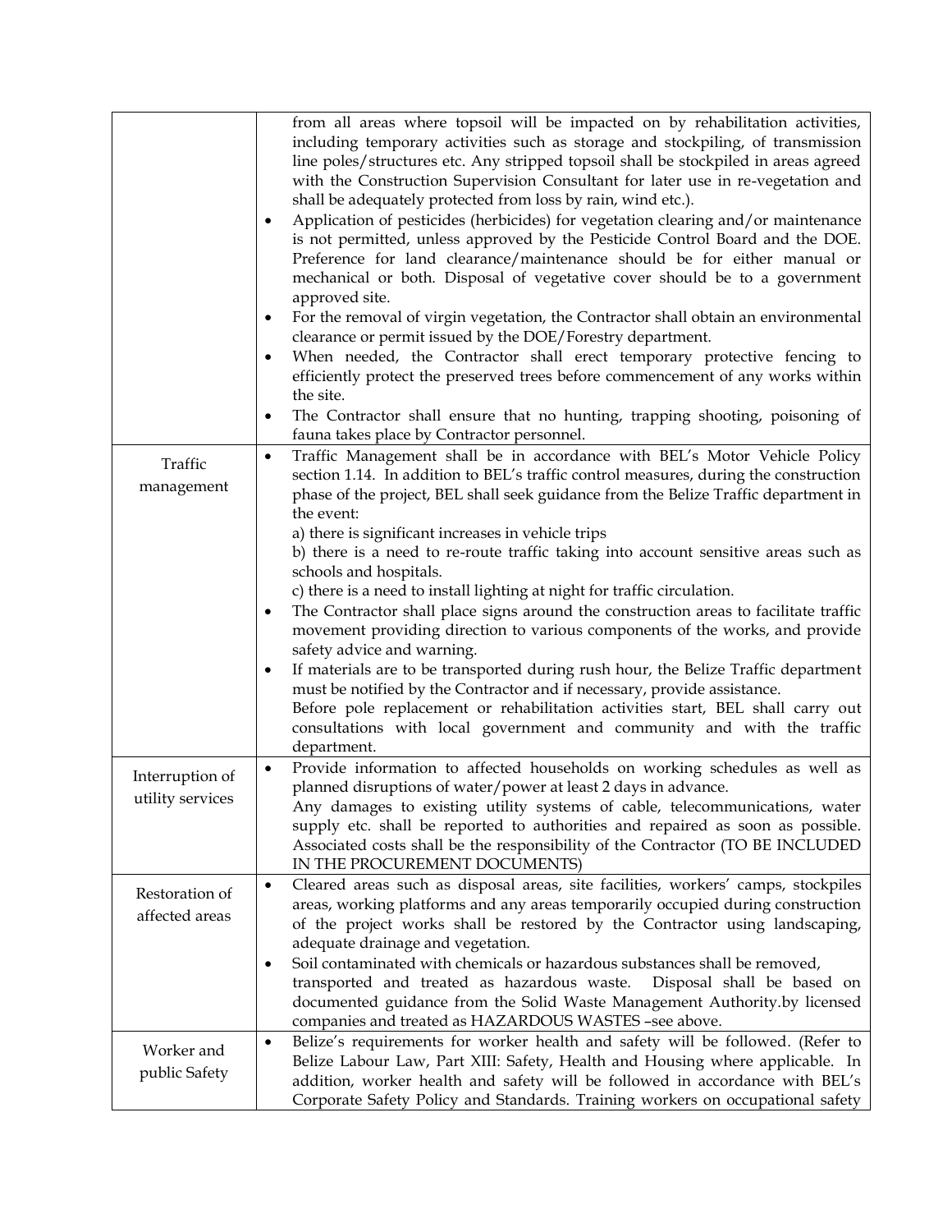| | |
|---|---|
| | from all areas where topsoil will be impacted on by rehabilitation activities, including temporary activities such as storage and stockpiling, of transmission line poles/structures etc. Any stripped topsoil shall be stockpiled in areas agreed with the Construction Supervision Consultant for later use in re-vegetation and shall be adequately protected from loss by rain, wind etc.).<br>• Application of pesticides (herbicides) for vegetation clearing and/or maintenance is not permitted, unless approved by the Pesticide Control Board and the DOE. Preference for land clearance/maintenance should be for either manual or mechanical or both. Disposal of vegetative cover should be to a government approved site.<br>• For the removal of virgin vegetation, the Contractor shall obtain an environmental clearance or permit issued by the DOE/Forestry department.<br>• When needed, the Contractor shall erect temporary protective fencing to efficiently protect the preserved trees before commencement of any works within the site.<br>• The Contractor shall ensure that no hunting, trapping shooting, poisoning of fauna takes place by Contractor personnel. |
| Traffic management | • Traffic Management shall be in accordance with BEL's Motor Vehicle Policy section 1.14. In addition to BEL's traffic control measures, during the construction phase of the project, BEL shall seek guidance from the Belize Traffic department in the event:<br>a) there is significant increases in vehicle trips<br>b) there is a need to re-route traffic taking into account sensitive areas such as schools and hospitals.<br>c) there is a need to install lighting at night for traffic circulation.<br>• The Contractor shall place signs around the construction areas to facilitate traffic movement providing direction to various components of the works, and provide safety advice and warning.<br>• If materials are to be transported during rush hour, the Belize Traffic department must be notified by the Contractor and if necessary, provide assistance.<br>Before pole replacement or rehabilitation activities start, BEL shall carry out consultations with local government and community and with the traffic department. |
| Interruption of utility services | • Provide information to affected households on working schedules as well as planned disruptions of water/power at least 2 days in advance.<br>Any damages to existing utility systems of cable, telecommunications, water supply etc. shall be reported to authorities and repaired as soon as possible. Associated costs shall be the responsibility of the Contractor (TO BE INCLUDED IN THE PROCUREMENT DOCUMENTS) |
| Restoration of affected areas | • Cleared areas such as disposal areas, site facilities, workers' camps, stockpiles areas, working platforms and any areas temporarily occupied during construction of the project works shall be restored by the Contractor using landscaping, adequate drainage and vegetation.<br>• Soil contaminated with chemicals or hazardous substances shall be removed, transported and treated as hazardous waste. Disposal shall be based on documented guidance from the Solid Waste Management Authority.by licensed companies and treated as HAZARDOUS WASTES –see above. |
| Worker and public Safety | • Belize's requirements for worker health and safety will be followed. (Refer to Belize Labour Law, Part XIII: Safety, Health and Housing where applicable. In addition, worker health and safety will be followed in accordance with BEL's Corporate Safety Policy and Standards. Training workers on occupational safety |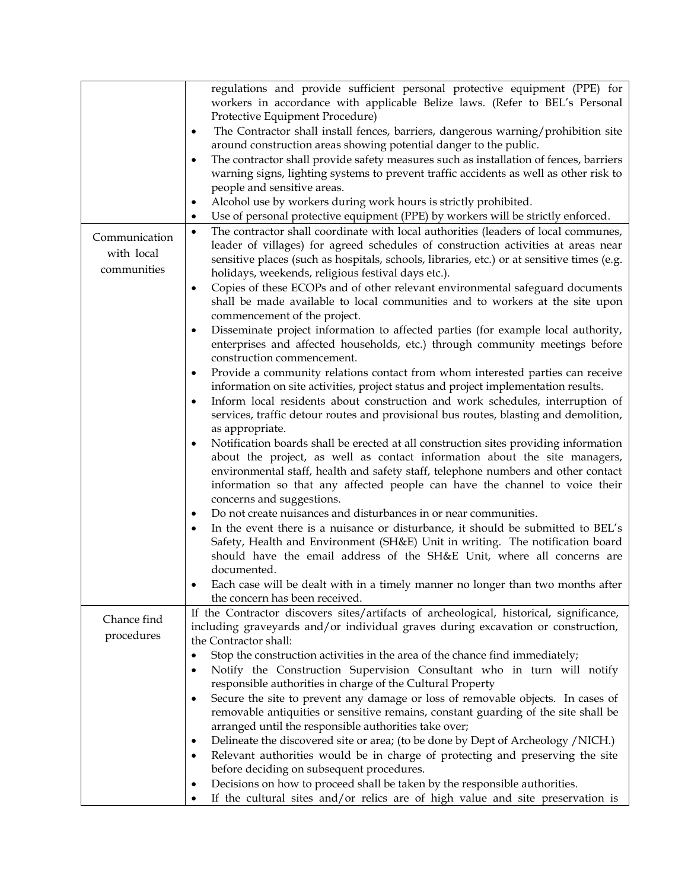| | |
|---|---|
| | regulations and provide sufficient personal protective equipment (PPE) for workers in accordance with applicable Belize laws. (Refer to BEL's Personal Protective Equipment Procedure)<br>• The Contractor shall install fences, barriers, dangerous warning/prohibition site around construction areas showing potential danger to the public.<br>• The contractor shall provide safety measures such as installation of fences, barriers warning signs, lighting systems to prevent traffic accidents as well as other risk to people and sensitive areas.<br>• Alcohol use by workers during work hours is strictly prohibited.<br>• Use of personal protective equipment (PPE) by workers will be strictly enforced. |
| Communication with local communities | • The contractor shall coordinate with local authorities (leaders of local communes, leader of villages) for agreed schedules of construction activities at areas near sensitive places (such as hospitals, schools, libraries, etc.) or at sensitive times (e.g. holidays, weekends, religious festival days etc.).<br>• Copies of these ECOPs and of other relevant environmental safeguard documents shall be made available to local communities and to workers at the site upon commencement of the project.<br>• Disseminate project information to affected parties (for example local authority, enterprises and affected households, etc.) through community meetings before construction commencement.<br>• Provide a community relations contact from whom interested parties can receive information on site activities, project status and project implementation results.<br>• Inform local residents about construction and work schedules, interruption of services, traffic detour routes and provisional bus routes, blasting and demolition, as appropriate.<br>• Notification boards shall be erected at all construction sites providing information about the project, as well as contact information about the site managers, environmental staff, health and safety staff, telephone numbers and other contact information so that any affected people can have the channel to voice their concerns and suggestions.<br>• Do not create nuisances and disturbances in or near communities.<br>• In the event there is a nuisance or disturbance, it should be submitted to BEL's Safety, Health and Environment (SH&E) Unit in writing. The notification board should have the email address of the SH&E Unit, where all concerns are documented.<br>• Each case will be dealt with in a timely manner no longer than two months after the concern has been received. |
| Chance find procedures | If the Contractor discovers sites/artifacts of archeological, historical, significance, including graveyards and/or individual graves during excavation or construction, the Contractor shall:<br>• Stop the construction activities in the area of the chance find immediately;<br>• Notify the Construction Supervision Consultant who in turn will notify responsible authorities in charge of the Cultural Property<br>• Secure the site to prevent any damage or loss of removable objects. In cases of removable antiquities or sensitive remains, constant guarding of the site shall be arranged until the responsible authorities take over;<br>• Delineate the discovered site or area; (to be done by Dept of Archeology /NICH.)<br>• Relevant authorities would be in charge of protecting and preserving the site before deciding on subsequent procedures.<br>• Decisions on how to proceed shall be taken by the responsible authorities.<br>• If the cultural sites and/or relics are of high value and site preservation is |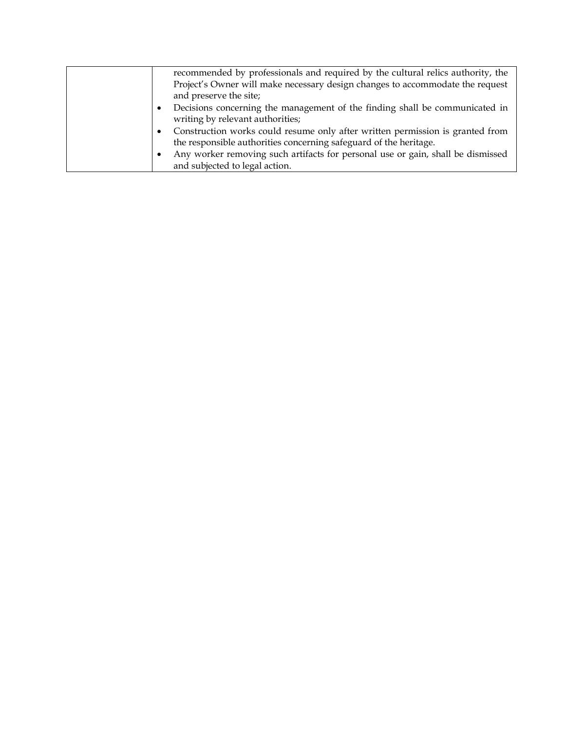| | |
|---|---|
| | recommended by professionals and required by the cultural relics authority, the Project's Owner will make necessary design changes to accommodate the request and preserve the site;<br>• Decisions concerning the management of the finding shall be communicated in writing by relevant authorities;<br>• Construction works could resume only after written permission is granted from the responsible authorities concerning safeguard of the heritage.<br>• Any worker removing such artifacts for personal use or gain, shall be dismissed and subjected to legal action. |